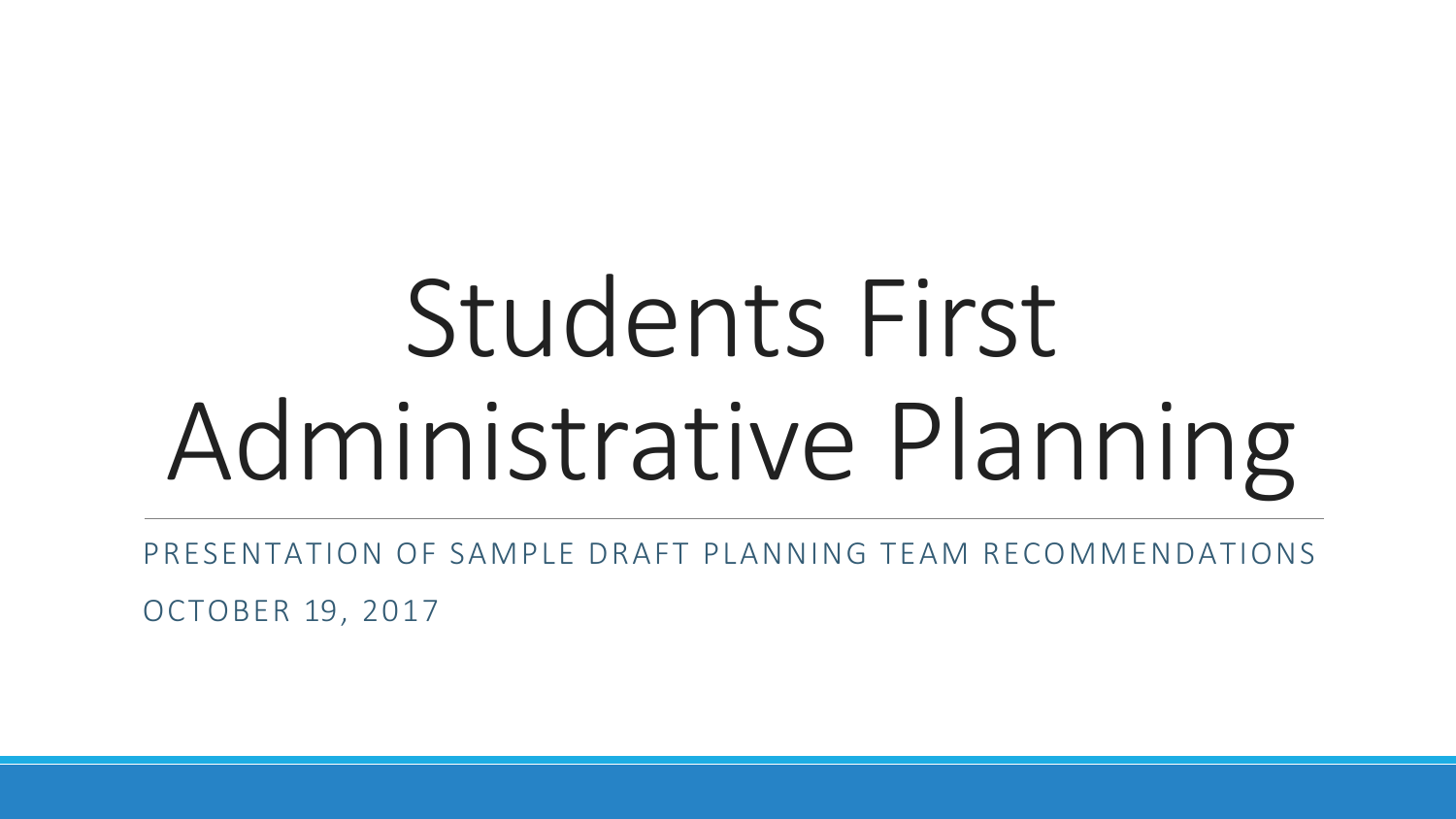# Students First Administrative Planning

PRESENTATION OF SAMPLE DRAFT PLANNING TEAM RECOMMENDATIONS

OCTOBER 19, 2017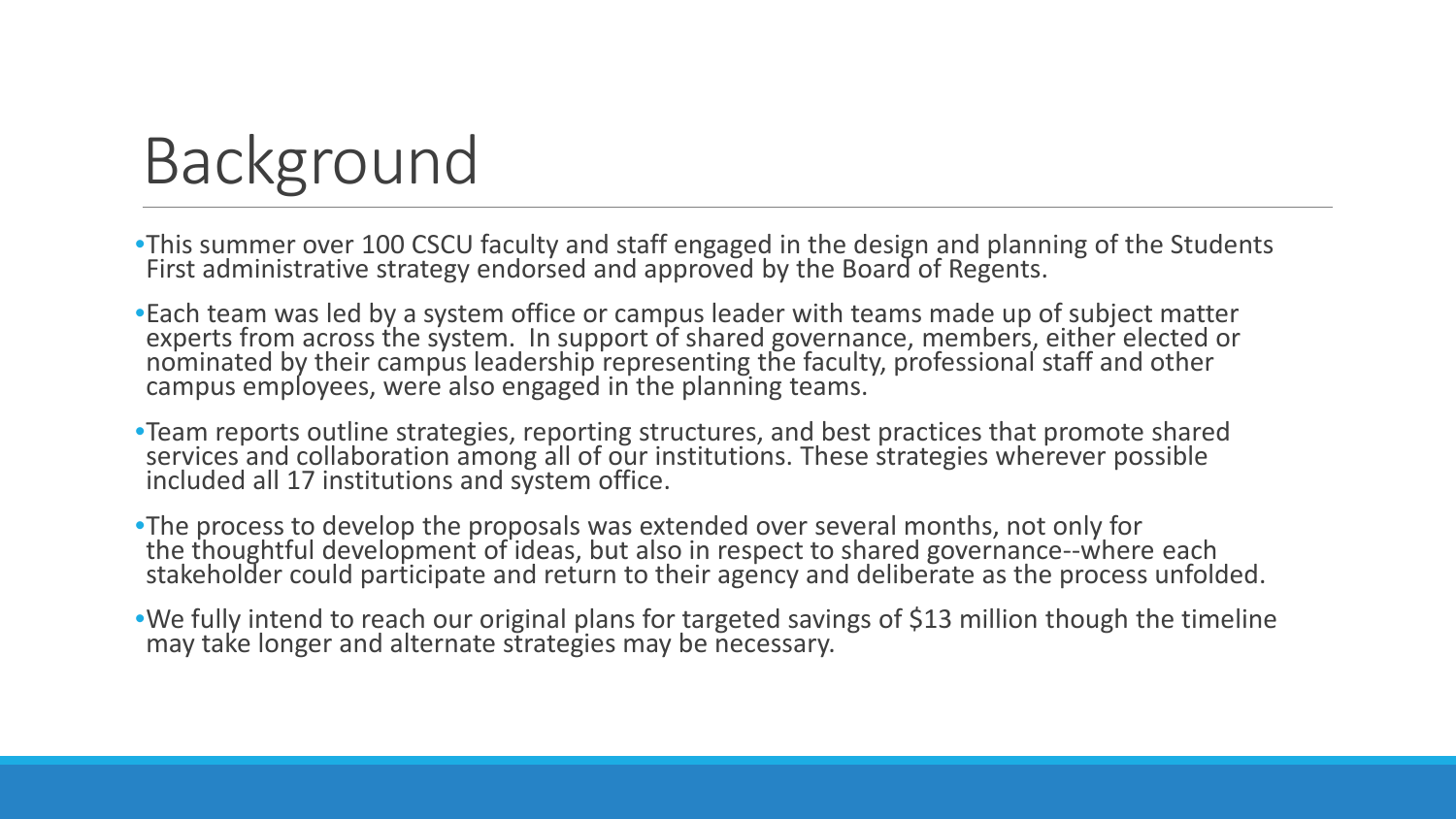# Background

- This summer over 100 CSCU faculty and staff engaged in the design and planning of the Students First administrative strategy endorsed and approved by the Board of Regents.
- Each team was led by a system office or campus leader with teams made up of subject matter experts from across the system. In support of shared governance, members, either elected or nominated by their campus leadership representing the faculty, professional staff and other campus employees, were also engaged in the planning teams.
- Team reports outline strategies, reporting structures, and best practices that promote shared services and collaboration among all of our institutions. These strategies wherever possible included all 17 institutions and system office.
- The process to develop the proposals was extended over several months, not only for the thoughtful development of ideas, but also in respect to shared governance--where each stakeholder could participate and return to their agency and deliberate as the process unfolded.
- We fully intend to reach our original plans for targeted savings of $13 million though the timeline may take longer and alternate strategies may be necessary.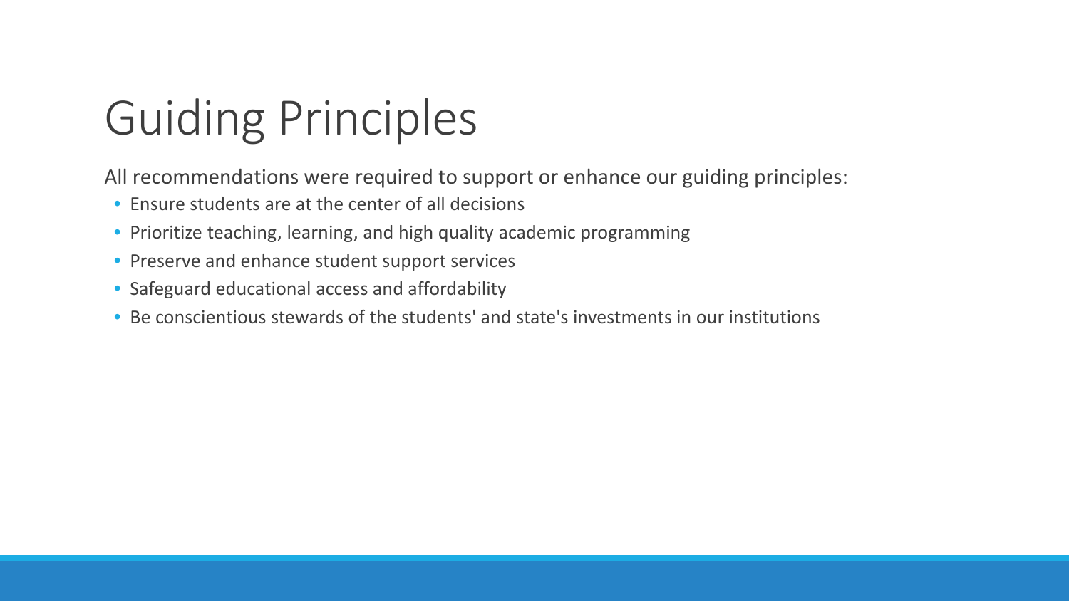# Guiding Principles

All recommendations were required to support or enhance our guiding principles:

- Ensure students are at the center of all decisions
- Prioritize teaching, learning, and high quality academic programming
- Preserve and enhance student support services
- Safeguard educational access and affordability
- Be conscientious stewards of the students' and state's investments in our institutions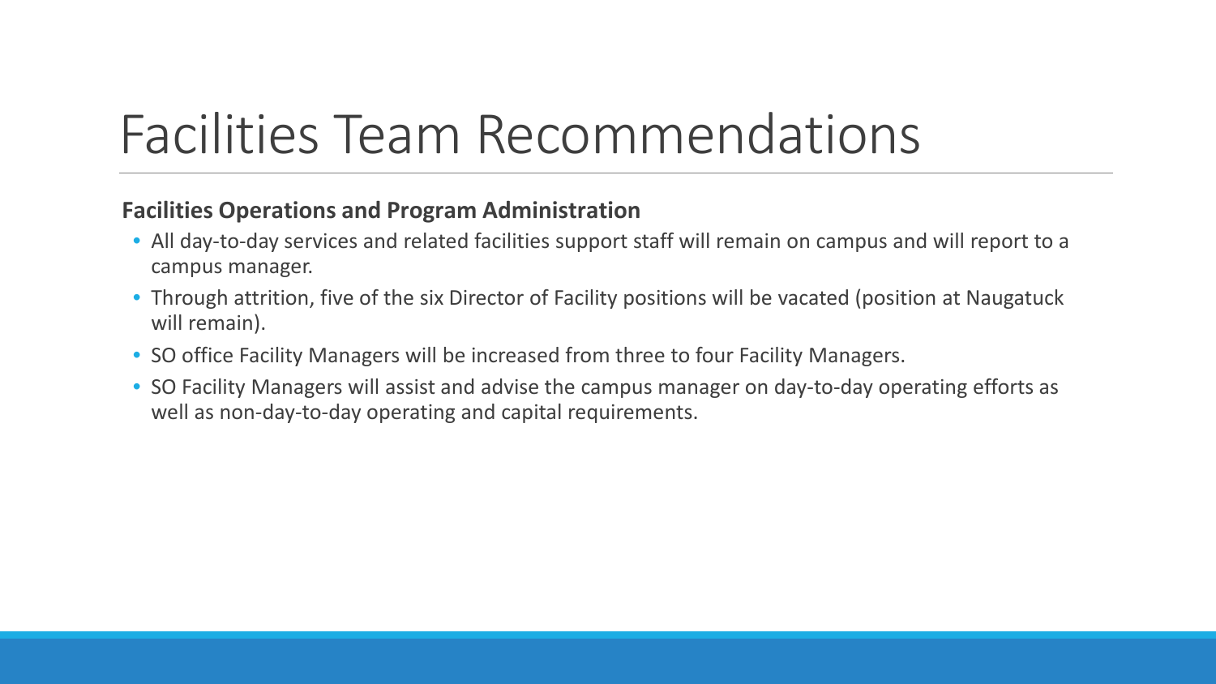# Facilities Team Recommendations

**Facilities Operations and Program Administration**

- All day-to-day services and related facilities support staff will remain on campus and will report to a campus manager.
- Through attrition, five of the six Director of Facility positions will be vacated (position at Naugatuck will remain).
- SO office Facility Managers will be increased from three to four Facility Managers.
- SO Facility Managers will assist and advise the campus manager on day-to-day operating efforts as well as non-day-to-day operating and capital requirements.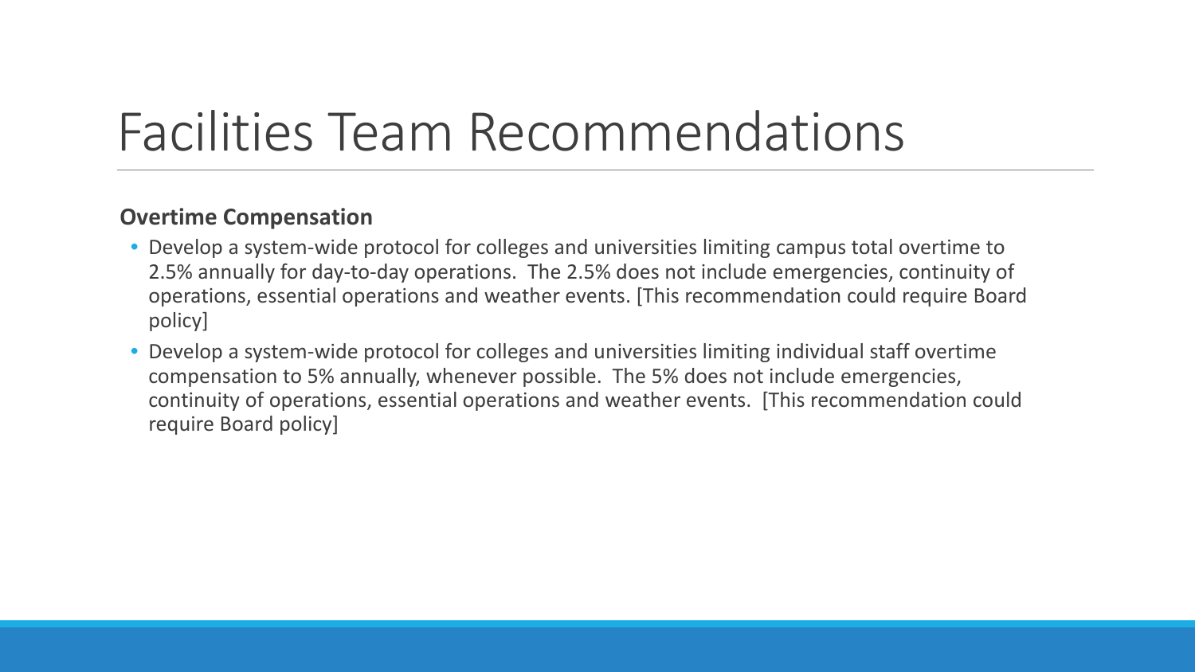# Facilities Team Recommendations

**Overtime Compensation**

- Develop a system-wide protocol for colleges and universities limiting campus total overtime to 2.5% annually for day-to-day operations.  The 2.5% does not include emergencies, continuity of operations, essential operations and weather events. [This recommendation could require Board policy]
- Develop a system-wide protocol for colleges and universities limiting individual staff overtime compensation to 5% annually, whenever possible.  The 5% does not include emergencies, continuity of operations, essential operations and weather events.  [This recommendation could require Board policy]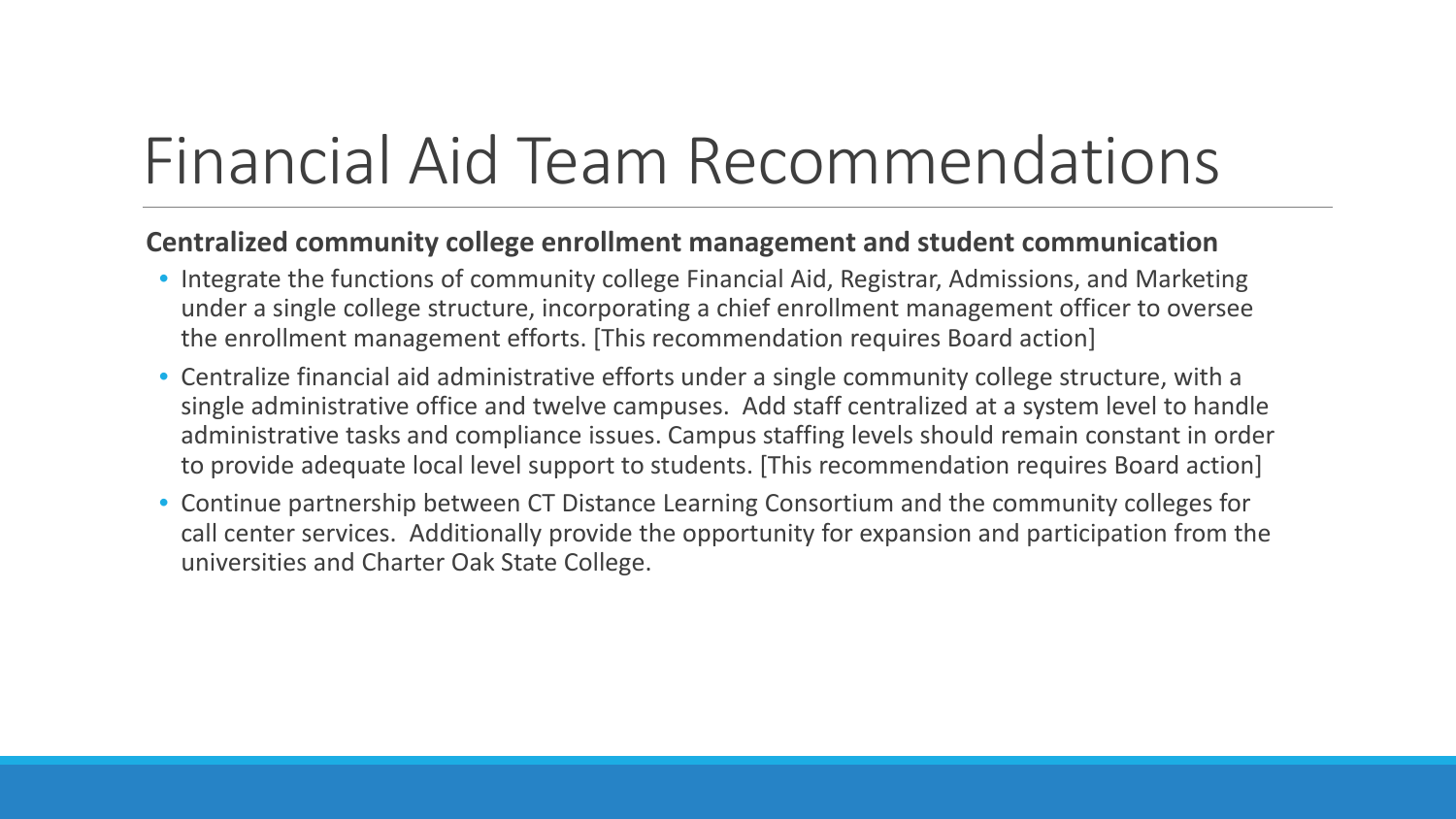# Financial Aid Team Recommendations

**Centralized community college enrollment management and student communication**

- Integrate the functions of community college Financial Aid, Registrar, Admissions, and Marketing under a single college structure, incorporating a chief enrollment management officer to oversee the enrollment management efforts. [This recommendation requires Board action]
- Centralize financial aid administrative efforts under a single community college structure, with a single administrative office and twelve campuses. Add staff centralized at a system level to handle administrative tasks and compliance issues. Campus staffing levels should remain constant in order to provide adequate local level support to students. [This recommendation requires Board action]
- Continue partnership between CT Distance Learning Consortium and the community colleges for call center services. Additionally provide the opportunity for expansion and participation from the universities and Charter Oak State College.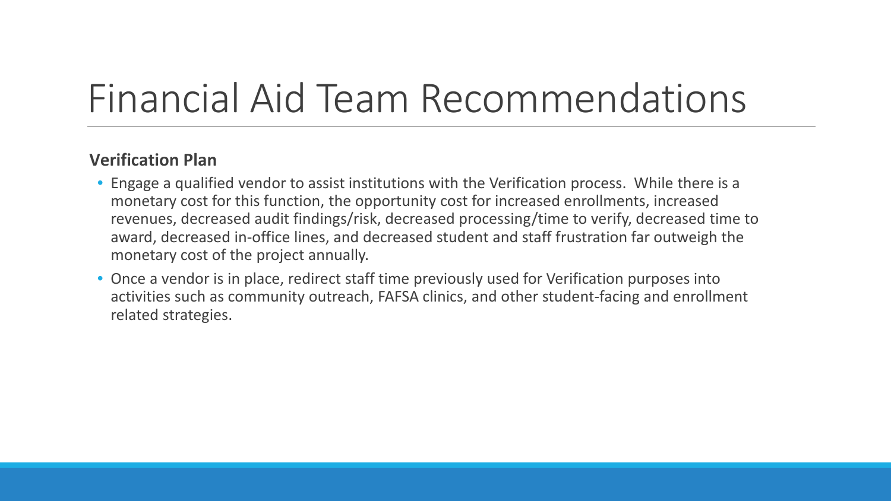# Financial Aid Team Recommendations

**Verification Plan**

- Engage a qualified vendor to assist institutions with the Verification process. While there is a monetary cost for this function, the opportunity cost for increased enrollments, increased revenues, decreased audit findings/risk, decreased processing/time to verify, decreased time to award, decreased in-office lines, and decreased student and staff frustration far outweigh the monetary cost of the project annually.
- Once a vendor is in place, redirect staff time previously used for Verification purposes into activities such as community outreach, FAFSA clinics, and other student-facing and enrollment related strategies.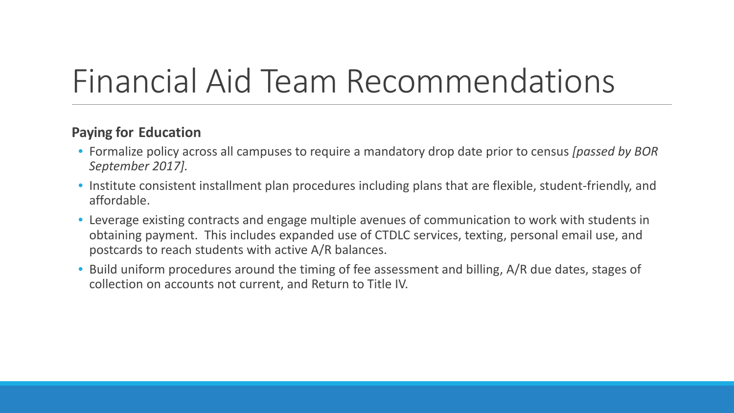# Financial Aid Team Recommendations

**Paying for Education**

- Formalize policy across all campuses to require a mandatory drop date prior to census *[passed by BOR September 2017].*
- Institute consistent installment plan procedures including plans that are flexible, student-friendly, and affordable.
- Leverage existing contracts and engage multiple avenues of communication to work with students in obtaining payment. This includes expanded use of CTDLC services, texting, personal email use, and postcards to reach students with active A/R balances.
- Build uniform procedures around the timing of fee assessment and billing, A/R due dates, stages of collection on accounts not current, and Return to Title IV.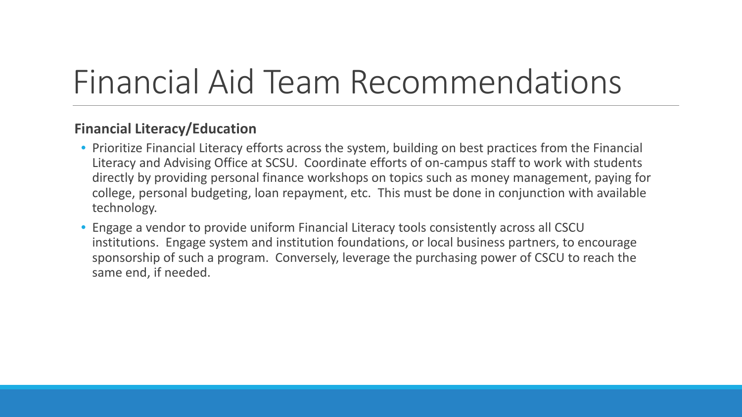# Financial Aid Team Recommendations

**Financial Literacy/Education**

- Prioritize Financial Literacy efforts across the system, building on best practices from the Financial Literacy and Advising Office at SCSU. Coordinate efforts of on-campus staff to work with students directly by providing personal finance workshops on topics such as money management, paying for college, personal budgeting, loan repayment, etc. This must be done in conjunction with available technology.
- Engage a vendor to provide uniform Financial Literacy tools consistently across all CSCU institutions. Engage system and institution foundations, or local business partners, to encourage sponsorship of such a program. Conversely, leverage the purchasing power of CSCU to reach the same end, if needed.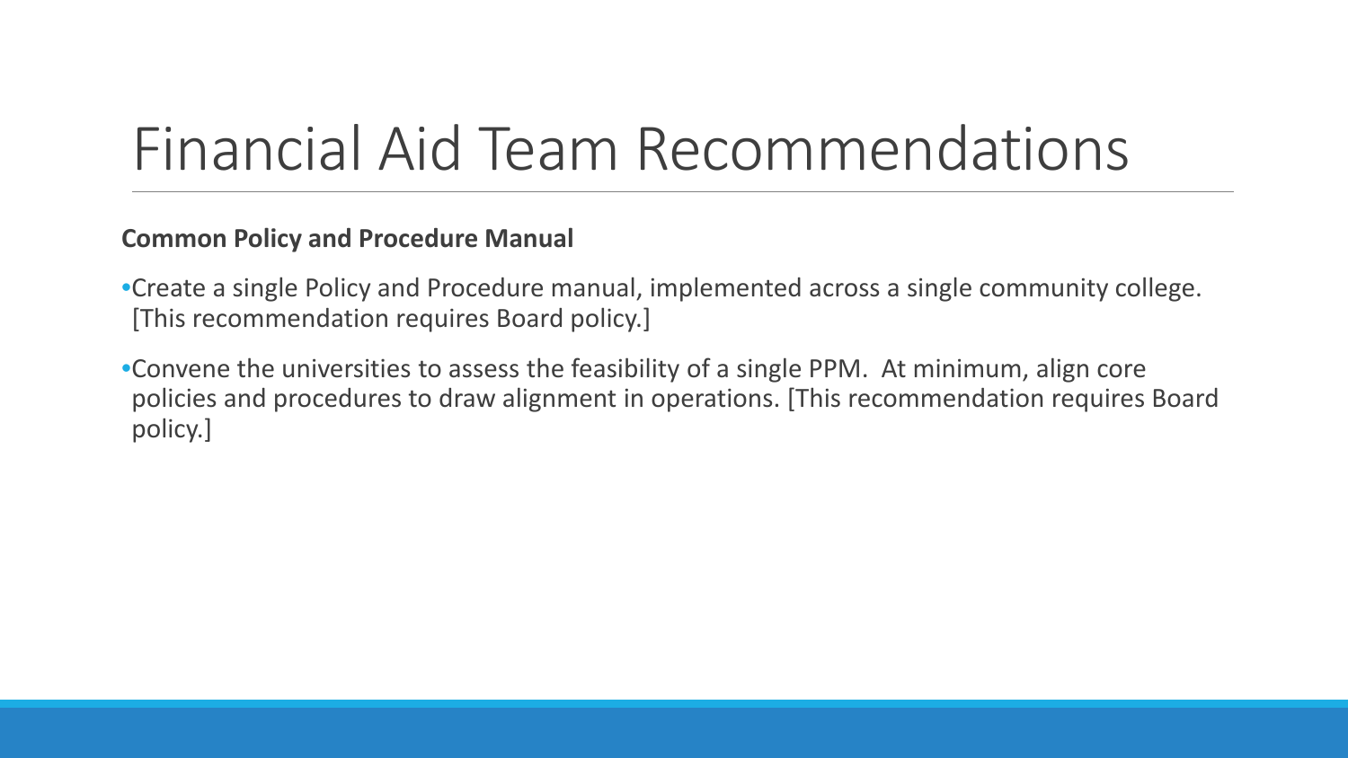# Financial Aid Team Recommendations

**Common Policy and Procedure Manual**

- Create a single Policy and Procedure manual, implemented across a single community college. [This recommendation requires Board policy.]
- Convene the universities to assess the feasibility of a single PPM. At minimum, align core policies and procedures to draw alignment in operations. [This recommendation requires Board policy.]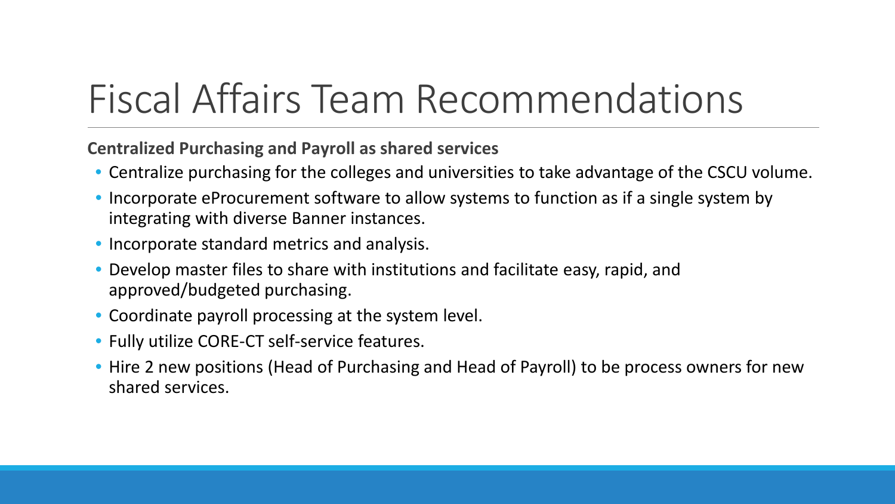# Fiscal Affairs Team Recommendations

**Centralized Purchasing and Payroll as shared services**

- Centralize purchasing for the colleges and universities to take advantage of the CSCU volume.
- Incorporate eProcurement software to allow systems to function as if a single system by integrating with diverse Banner instances.
- Incorporate standard metrics and analysis.
- Develop master files to share with institutions and facilitate easy, rapid, and approved/budgeted purchasing.
- Coordinate payroll processing at the system level.
- Fully utilize CORE-CT self-service features.
- Hire 2 new positions (Head of Purchasing and Head of Payroll) to be process owners for new shared services.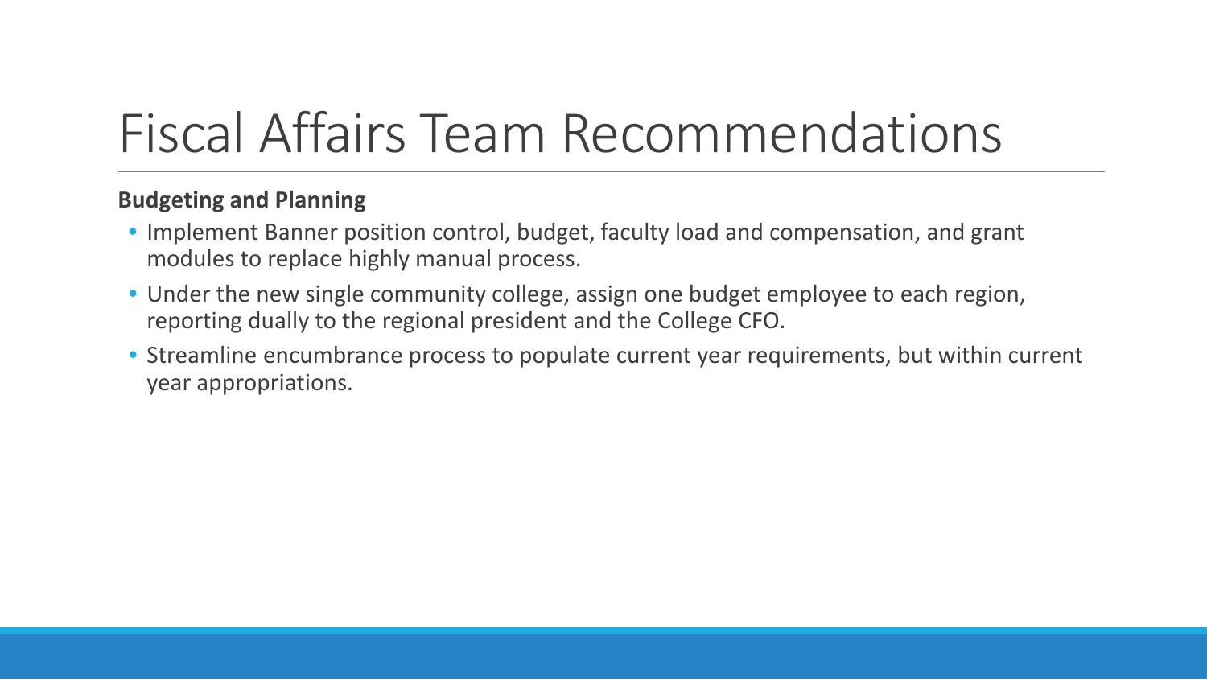# Fiscal Affairs Team Recommendations

**Budgeting and Planning**

- Implement Banner position control, budget, faculty load and compensation, and grant modules to replace highly manual process.
- Under the new single community college, assign one budget employee to each region, reporting dually to the regional president and the College CFO.
- Streamline encumbrance process to populate current year requirements, but within current year appropriations.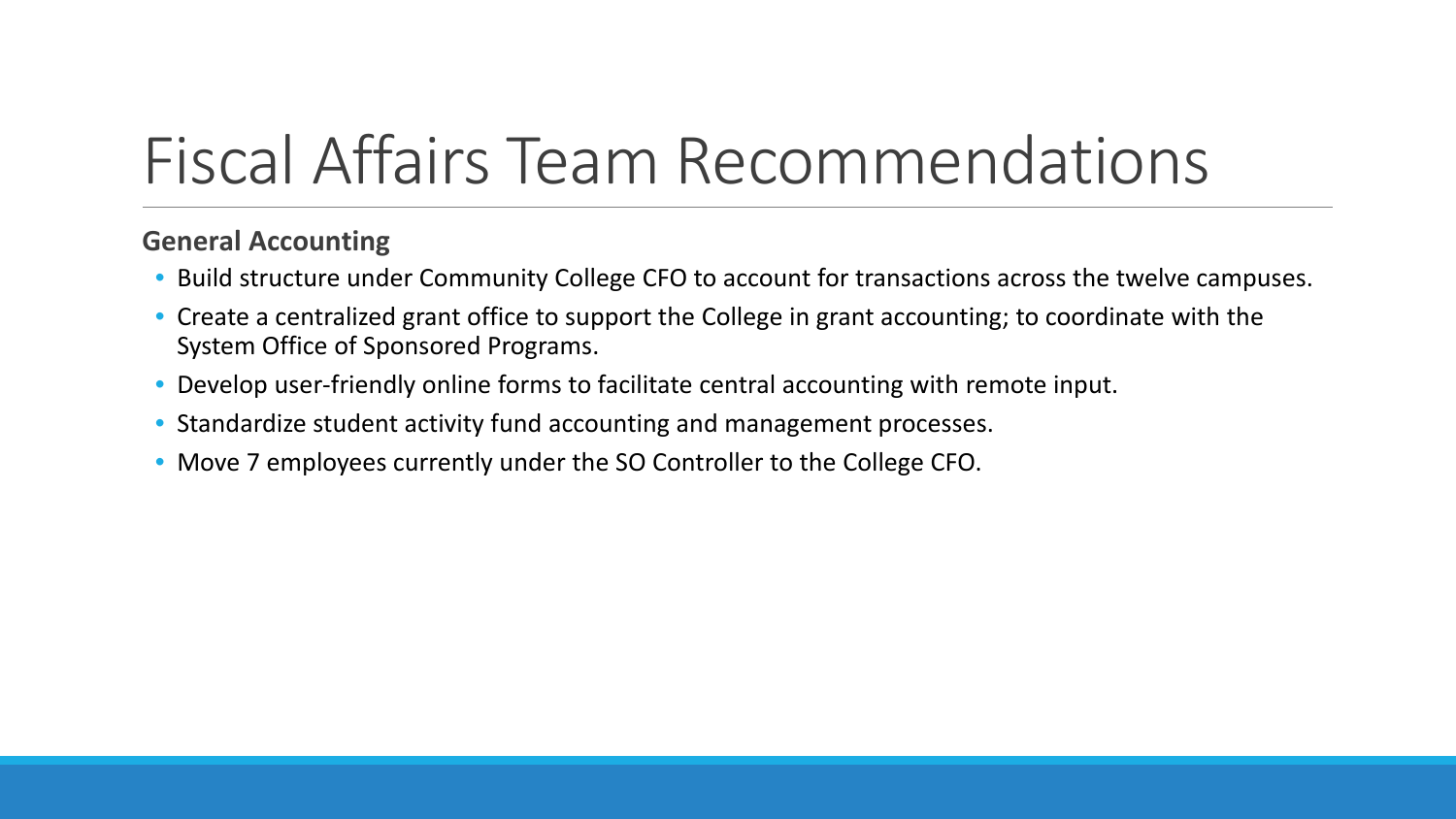# Fiscal Affairs Team Recommendations

**General Accounting**

- Build structure under Community College CFO to account for transactions across the twelve campuses.
- Create a centralized grant office to support the College in grant accounting; to coordinate with the System Office of Sponsored Programs.
- Develop user-friendly online forms to facilitate central accounting with remote input.
- Standardize student activity fund accounting and management processes.
- Move 7 employees currently under the SO Controller to the College CFO.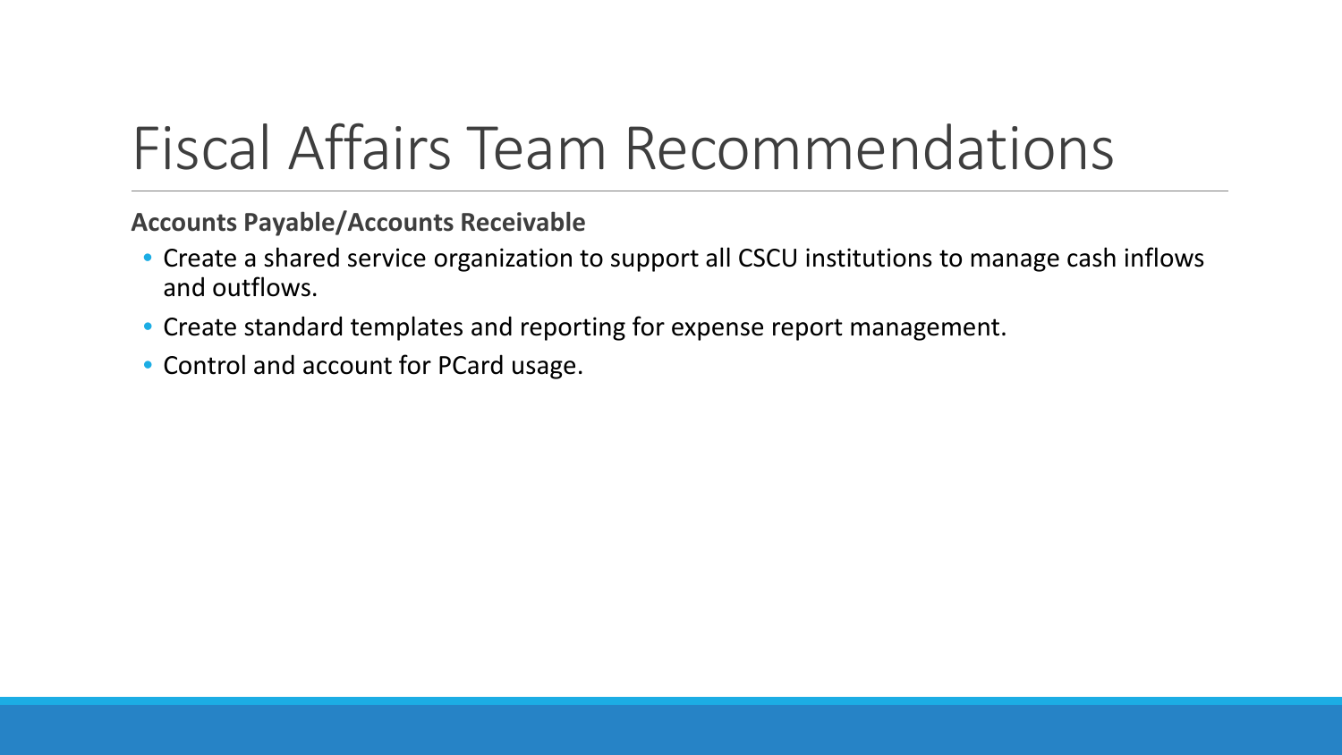# Fiscal Affairs Team Recommendations

**Accounts Payable/Accounts Receivable**

- Create a shared service organization to support all CSCU institutions to manage cash inflows and outflows.
- Create standard templates and reporting for expense report management.
- Control and account for PCard usage.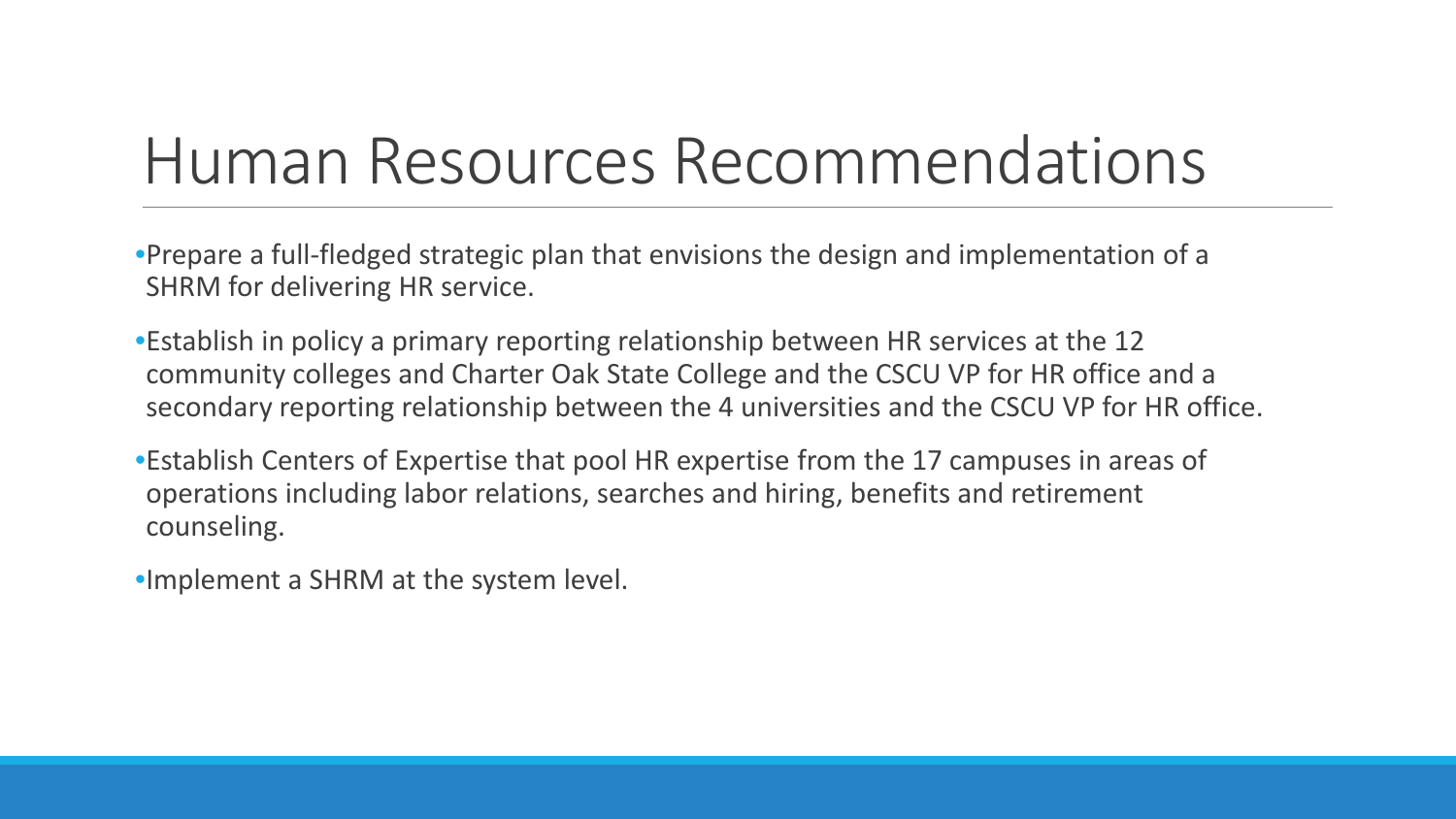# Human Resources Recommendations

- Prepare a full-fledged strategic plan that envisions the design and implementation of a SHRM for delivering HR service.
- Establish in policy a primary reporting relationship between HR services at the 12 community colleges and Charter Oak State College and the CSCU VP for HR office and a secondary reporting relationship between the 4 universities and the CSCU VP for HR office.
- Establish Centers of Expertise that pool HR expertise from the 17 campuses in areas of operations including labor relations, searches and hiring, benefits and retirement counseling.
- Implement a SHRM at the system level.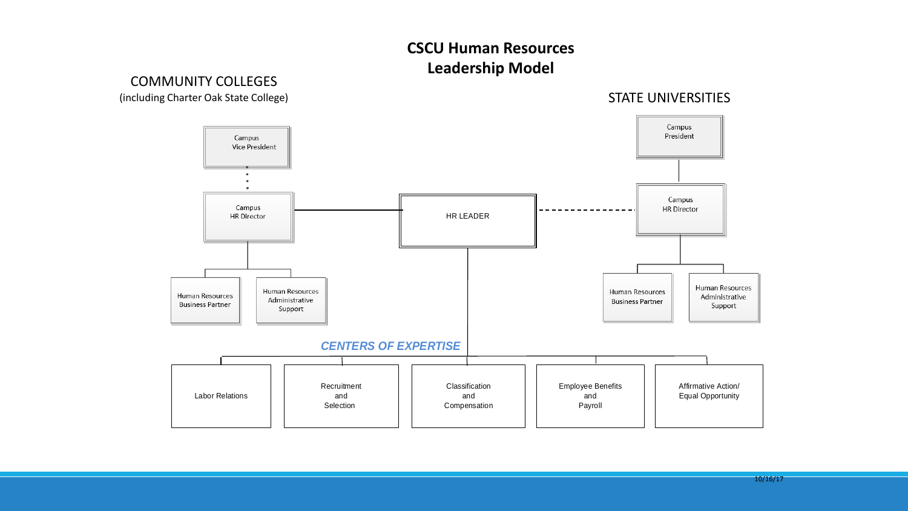# CSCU Human Resources Leadership Model

## COMMUNITY COLLEGES
(including Charter Oak State College)

- Campus Vice President
  - Campus HR Director
    - Human Resources Business Partner
    - Human Resources Administrative Support

## STATE UNIVERSITIES

- Campus President
  - Campus HR Director
    - Human Resources Business Partner
    - Human Resources Administrative Support

## HR LEADER

*CENTERS OF EXPERTISE*

- Labor Relations
- Recruitment and Selection
- Classification and Compensation
- Employee Benefits and Payroll
- Affirmative Action/ Equal Opportunity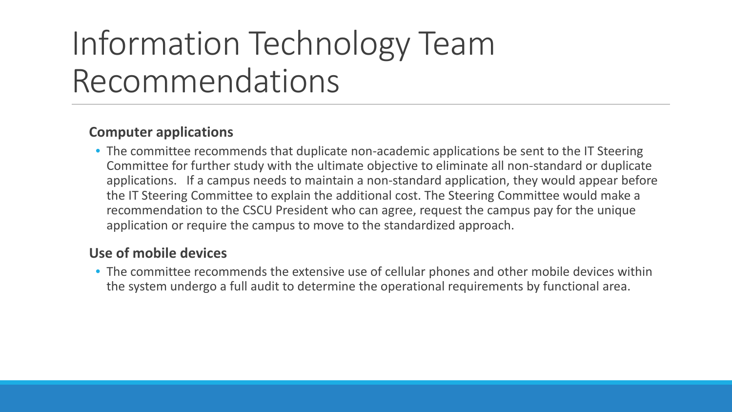# Information Technology Team Recommendations

**Computer applications**

- The committee recommends that duplicate non-academic applications be sent to the IT Steering Committee for further study with the ultimate objective to eliminate all non-standard or duplicate applications. If a campus needs to maintain a non-standard application, they would appear before the IT Steering Committee to explain the additional cost. The Steering Committee would make a recommendation to the CSCU President who can agree, request the campus pay for the unique application or require the campus to move to the standardized approach.

**Use of mobile devices**

- The committee recommends the extensive use of cellular phones and other mobile devices within the system undergo a full audit to determine the operational requirements by functional area.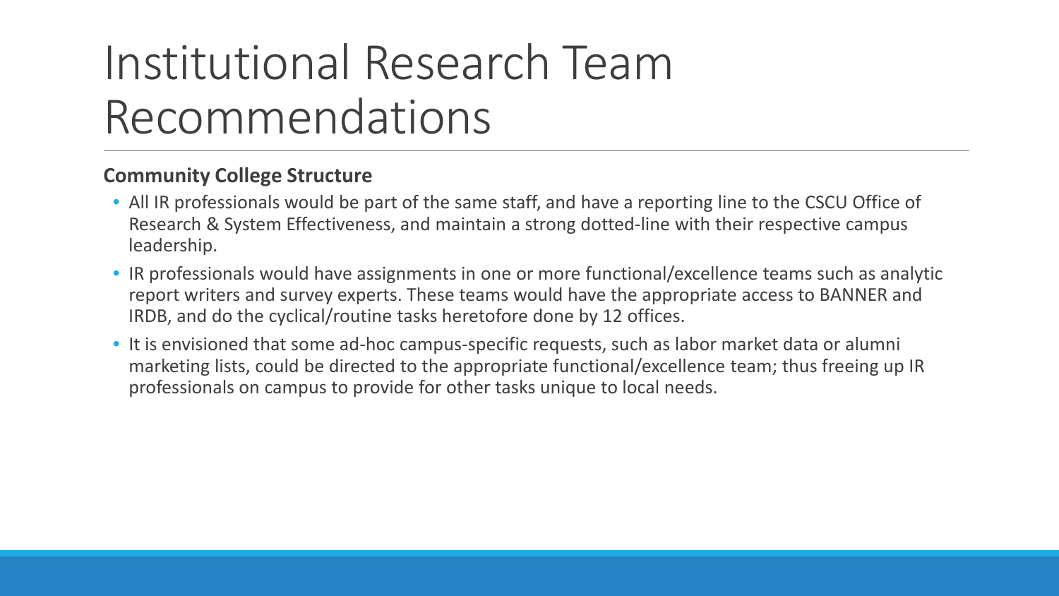# Institutional Research Team Recommendations

**Community College Structure**

- All IR professionals would be part of the same staff, and have a reporting line to the CSCU Office of Research & System Effectiveness, and maintain a strong dotted-line with their respective campus leadership.
- IR professionals would have assignments in one or more functional/excellence teams such as analytic report writers and survey experts. These teams would have the appropriate access to BANNER and IRDB, and do the cyclical/routine tasks heretofore done by 12 offices.
- It is envisioned that some ad-hoc campus-specific requests, such as labor market data or alumni marketing lists, could be directed to the appropriate functional/excellence team; thus freeing up IR professionals on campus to provide for other tasks unique to local needs.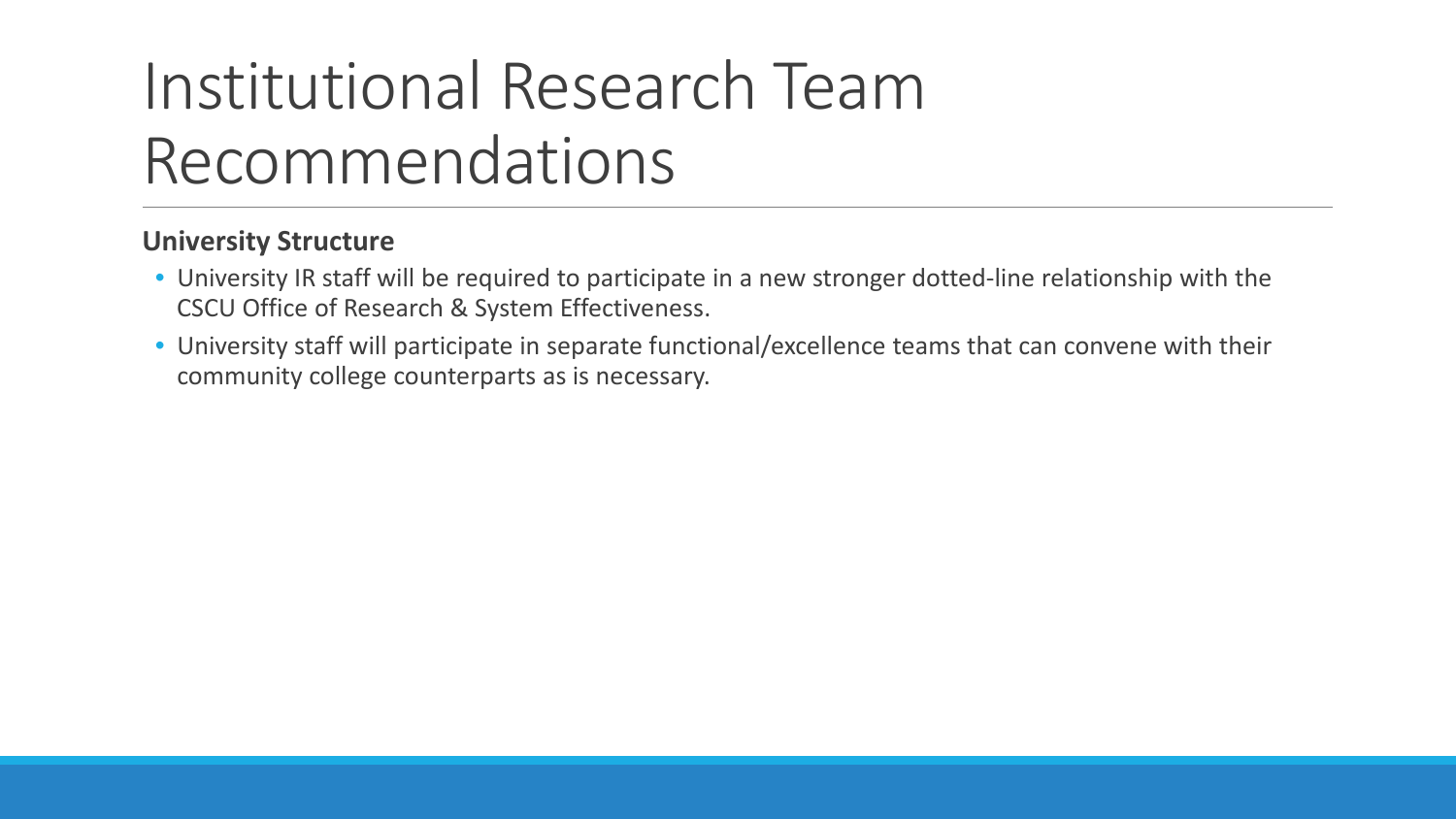# Institutional Research Team Recommendations

**University Structure**

- University IR staff will be required to participate in a new stronger dotted-line relationship with the CSCU Office of Research & System Effectiveness.
- University staff will participate in separate functional/excellence teams that can convene with their community college counterparts as is necessary.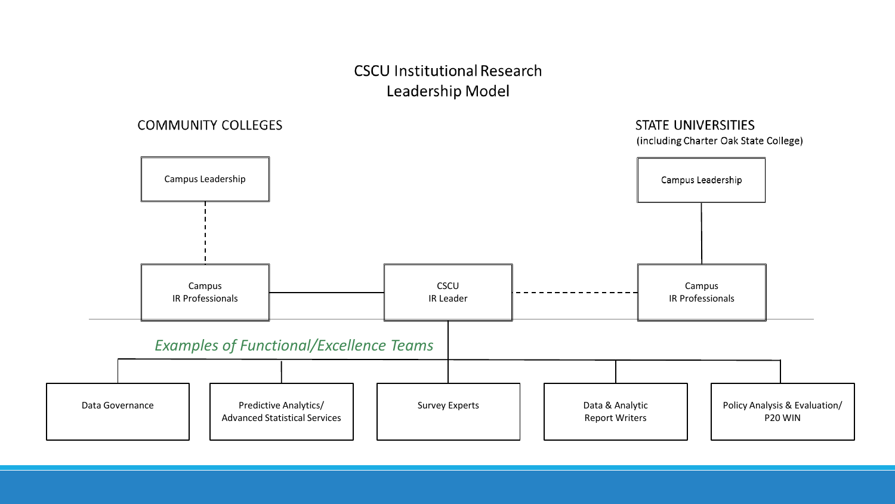# CSCU Institutional Research Leadership Model

**COMMUNITY COLLEGES**

- Campus Leadership
- Campus IR Professionals

**STATE UNIVERSITIES**
(including Charter Oak State College)

- Campus Leadership
- Campus IR Professionals

CSCU IR Leader

*Examples of Functional/Excellence Teams*

- Data Governance
- Predictive Analytics/ Advanced Statistical Services
- Survey Experts
- Data & Analytic Report Writers
- Policy Analysis & Evaluation/ P20 WIN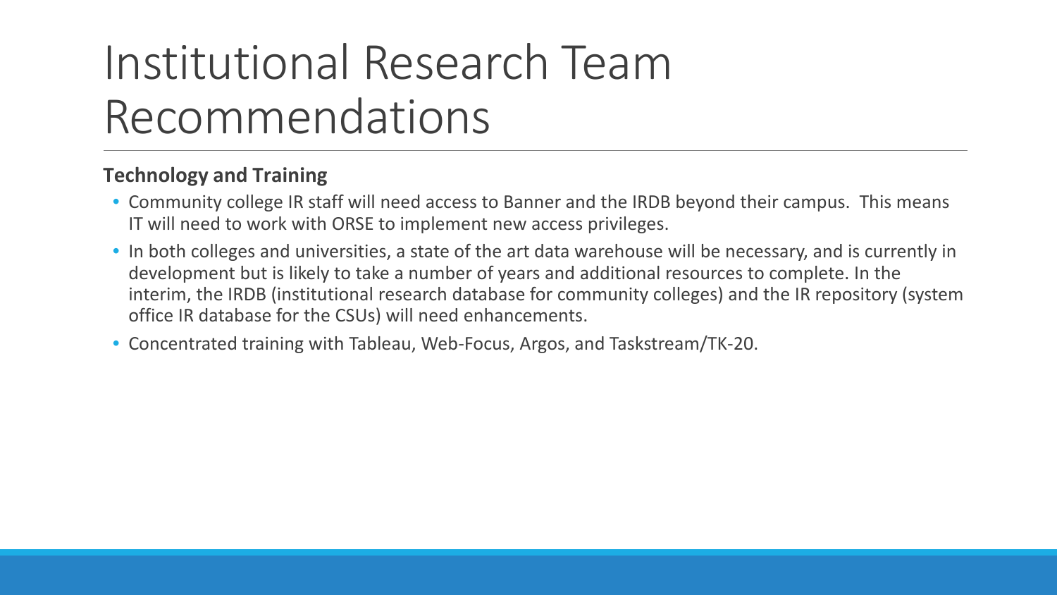# Institutional Research Team Recommendations

**Technology and Training**

- Community college IR staff will need access to Banner and the IRDB beyond their campus. This means IT will need to work with ORSE to implement new access privileges.
- In both colleges and universities, a state of the art data warehouse will be necessary, and is currently in development but is likely to take a number of years and additional resources to complete. In the interim, the IRDB (institutional research database for community colleges) and the IR repository (system office IR database for the CSUs) will need enhancements.
- Concentrated training with Tableau, Web-Focus, Argos, and Taskstream/TK-20.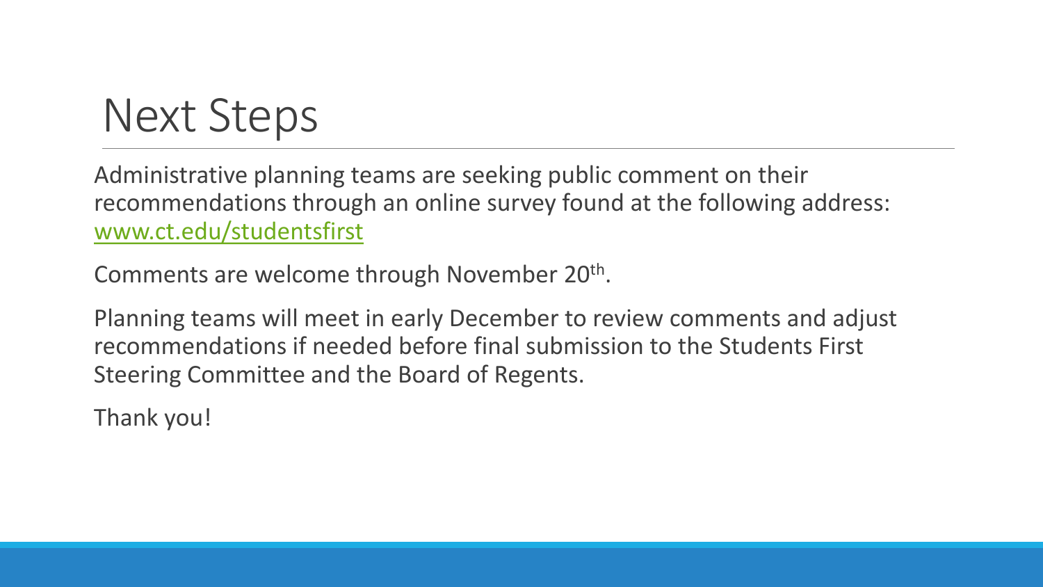# Next Steps

Administrative planning teams are seeking public comment on their recommendations through an online survey found at the following address: [www.ct.edu/studentsfirst](http://www.ct.edu/studentsfirst)

Comments are welcome through November 20th.

Planning teams will meet in early December to review comments and adjust recommendations if needed before final submission to the Students First Steering Committee and the Board of Regents.

Thank you!